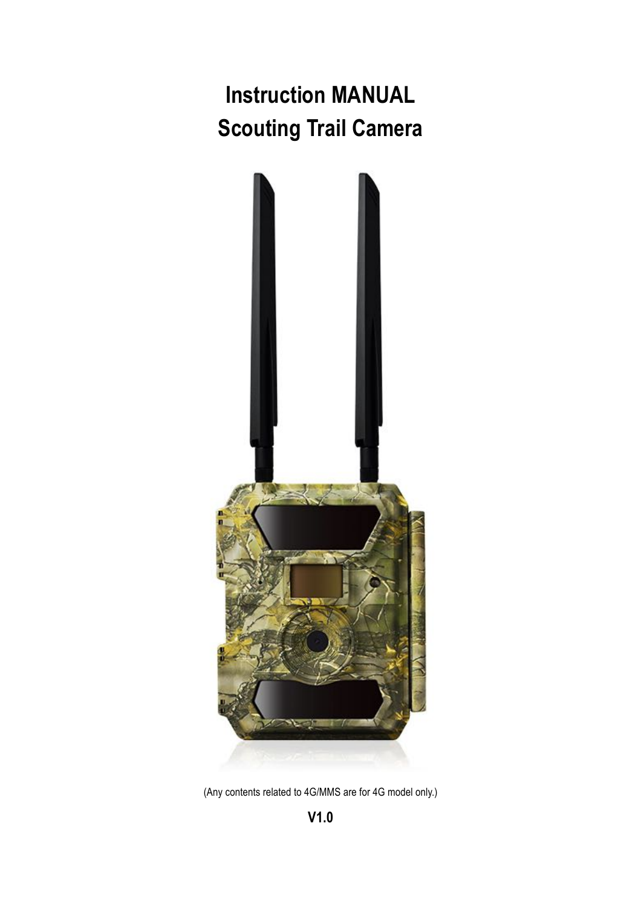# Instruction MANUAL
# Scouting Trail Camera

(Any contents related to 4G/MMS are for 4G model only.)

**V1.0**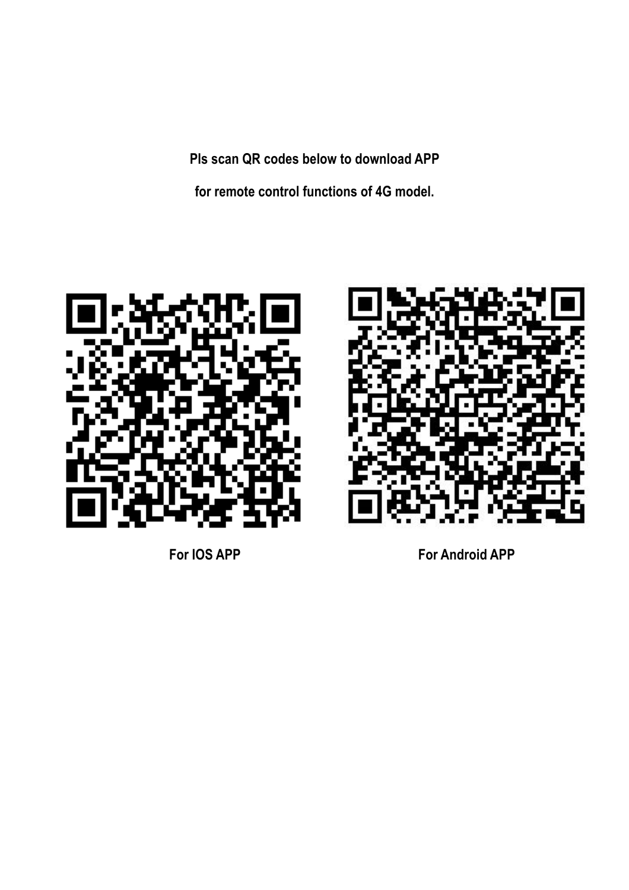**Pls scan QR codes below to download APP**

**for remote control functions of 4G model.**

**For IOS APP**

**For Android APP**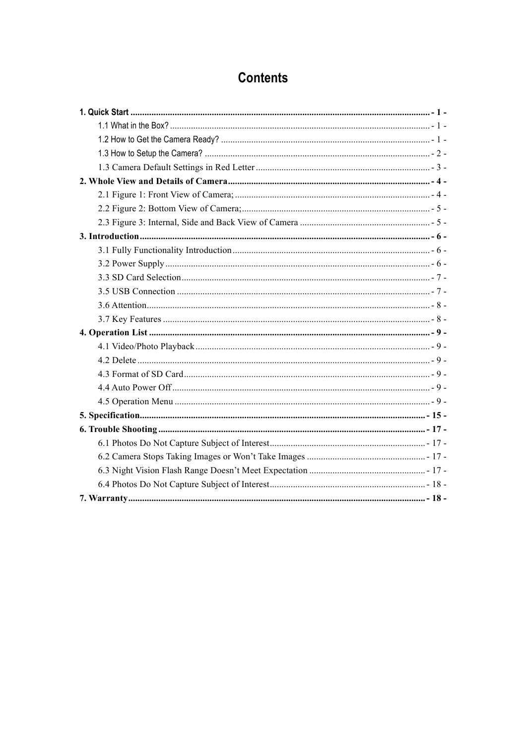# Contents

**1. Quick Start ................................................................ - 1 -**

1.1 What in the Box? ................................................................ - 1 -

1.2 How to Get the Camera Ready? ................................................................ - 1 -

1.3 How to Setup the Camera? ................................................................ - 2 -

1.3 Camera Default Settings in Red Letter ................................................................ - 3 -

**2. Whole View and Details of Camera ................................................................ - 4 -**

2.1 Figure 1: Front View of Camera; ................................................................ - 4 -

2.2 Figure 2: Bottom View of Camera; ................................................................ - 5 -

2.3 Figure 3: Internal, Side and Back View of Camera ................................................................ - 5 -

**3. Introduction ................................................................ - 6 -**

3.1 Fully Functionality Introduction ................................................................ - 6 -

3.2 Power Supply ................................................................ - 6 -

3.3 SD Card Selection ................................................................ - 7 -

3.5 USB Connection ................................................................ - 7 -

3.6 Attention ................................................................ - 8 -

3.7 Key Features ................................................................ - 8 -

**4. Operation List ................................................................ - 9 -**

4.1 Video/Photo Playback ................................................................ - 9 -

4.2 Delete ................................................................ - 9 -

4.3 Format of SD Card ................................................................ - 9 -

4.4 Auto Power Off ................................................................ - 9 -

4.5 Operation Menu ................................................................ - 9 -

**5. Specification ................................................................ - 15 -**

**6. Trouble Shooting ................................................................ - 17 -**

6.1 Photos Do Not Capture Subject of Interest ................................................................ - 17 -

6.2 Camera Stops Taking Images or Won't Take Images ................................................................ - 17 -

6.3 Night Vision Flash Range Doesn't Meet Expectation ................................................................ - 17 -

6.4 Photos Do Not Capture Subject of Interest ................................................................ - 18 -

**7. Warranty ................................................................ - 18 -**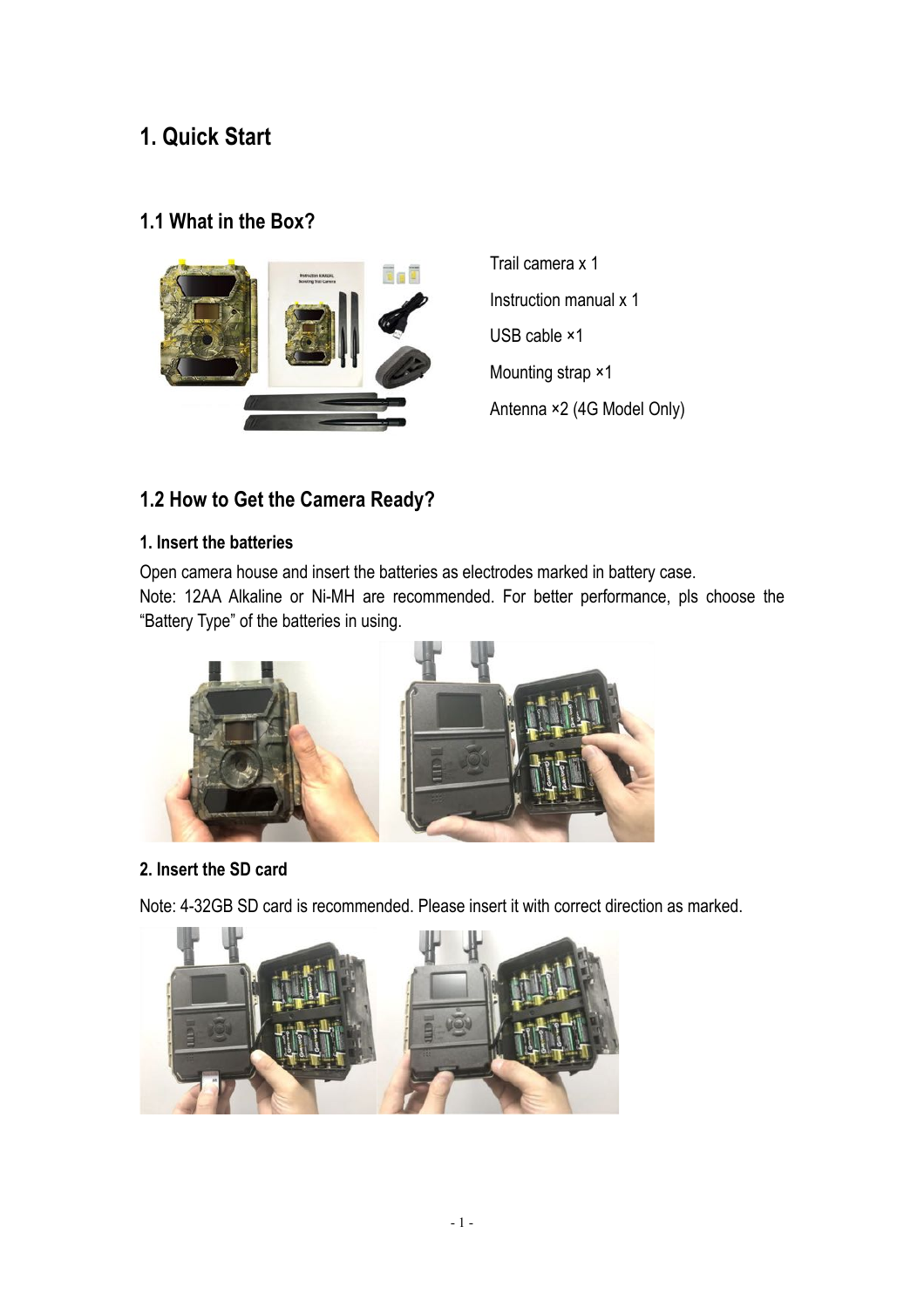# 1. Quick Start

## 1.1 What in the Box?

Trail camera x 1

Instruction manual x 1

USB cable ×1

Mounting strap ×1

Antenna ×2 (4G Model Only)

## 1.2 How to Get the Camera Ready?

### 1. Insert the batteries

Open camera house and insert the batteries as electrodes marked in battery case.
Note: 12AA Alkaline or Ni-MH are recommended. For better performance, pls choose the "Battery Type" of the batteries in using.

### 2. Insert the SD card

Note: 4-32GB SD card is recommended. Please insert it with correct direction as marked.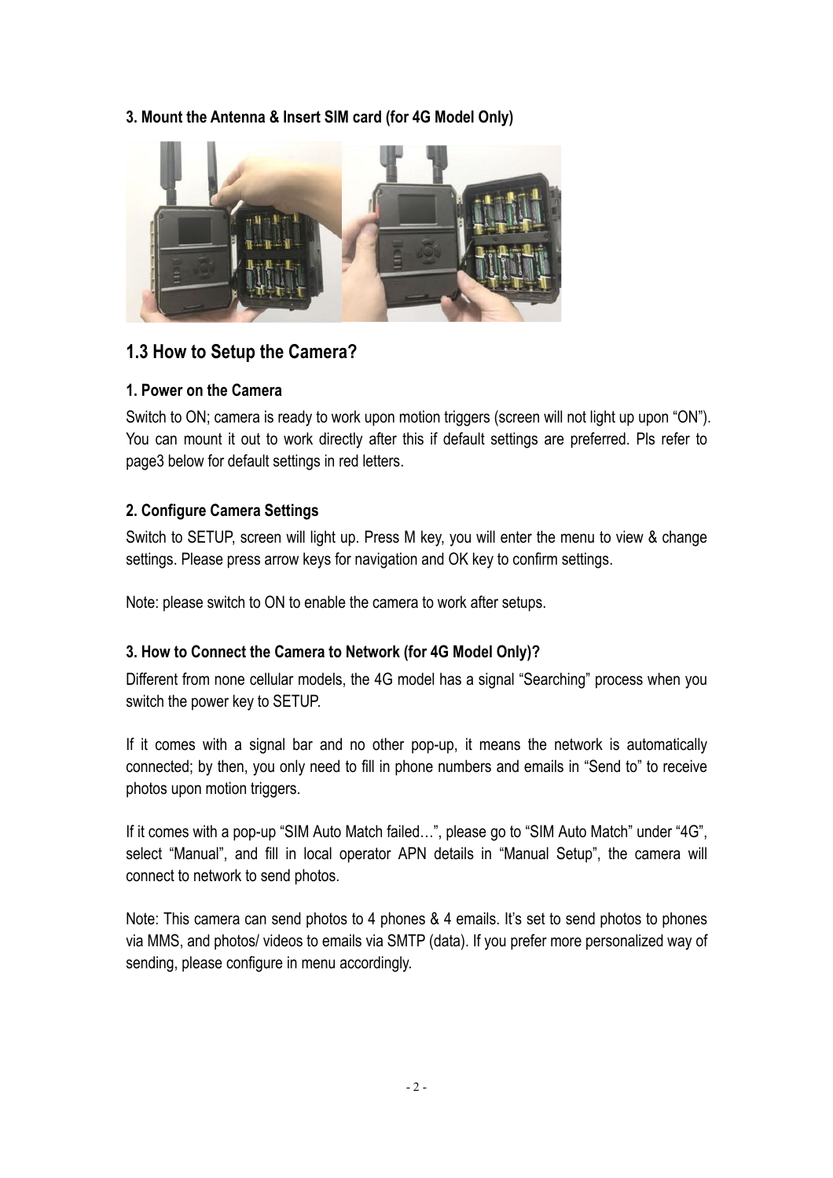**3. Mount the Antenna & Insert SIM card (for 4G Model Only)**

## 1.3 How to Setup the Camera?

**1. Power on the Camera**

Switch to ON; camera is ready to work upon motion triggers (screen will not light up upon "ON"). You can mount it out to work directly after this if default settings are preferred. Pls refer to page3 below for default settings in red letters.

**2. Configure Camera Settings**

Switch to SETUP, screen will light up. Press M key, you will enter the menu to view & change settings. Please press arrow keys for navigation and OK key to confirm settings.

Note: please switch to ON to enable the camera to work after setups.

**3. How to Connect the Camera to Network (for 4G Model Only)?**

Different from none cellular models, the 4G model has a signal "Searching" process when you switch the power key to SETUP.

If it comes with a signal bar and no other pop-up, it means the network is automatically connected; by then, you only need to fill in phone numbers and emails in "Send to" to receive photos upon motion triggers.

If it comes with a pop-up "SIM Auto Match failed…", please go to "SIM Auto Match" under "4G", select "Manual", and fill in local operator APN details in "Manual Setup", the camera will connect to network to send photos.

Note: This camera can send photos to 4 phones & 4 emails. It's set to send photos to phones via MMS, and photos/ videos to emails via SMTP (data). If you prefer more personalized way of sending, please configure in menu accordingly.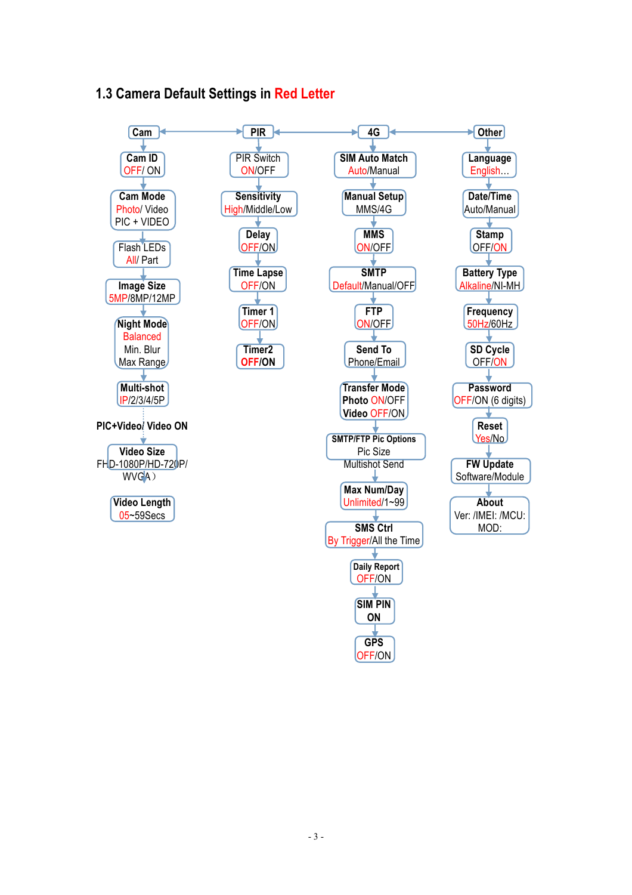## 1.3 Camera Default Settings in Red Letter

**Cam**
- **Cam ID**: OFF/ ON
- **Cam Mode**: Photo/ Video, PIC + VIDEO
- **Flash LEDs**: All/ Part
- **Image Size**: 5MP/8MP/12MP
- **Night Mode**: Balanced, Min. Blur, Max Range
- **Multi-shot**: IP/2/3/4/5P

**PIC+Video/ Video ON**
- **Video Size**: FHD-1080P/HD-720P/ WVGA）
- **Video Length**: 05~59Secs

**PIR**
- **PIR Switch**: ON/OFF
- **Sensitivity**: High/Middle/Low
- **Delay**: OFF/ON
- **Time Lapse**: OFF/ON
- **Timer 1**: OFF/ON
- **Timer2**: OFF/ON

**4G**
- **SIM Auto Match**: Auto/Manual
- **Manual Setup**: MMS/4G
- **MMS**: ON/OFF
- **SMTP**: Default/Manual/OFF
- **FTP**: ON/OFF
- **Send To**: Phone/Email
- **Transfer Mode**: Photo ON/OFF, Video OFF/ON
- **SMTP/FTP Pic Options**: Pic Size, Multishot Send
- **Max Num/Day**: Unlimited/1~99
- **SMS Ctrl**: By Trigger/All the Time
- **Daily Report**: OFF/ON
- **SIM PIN**: ON
- **GPS**: OFF/ON

**Other**
- **Language**: English…
- **Date/Time**: Auto/Manual
- **Stamp**: OFF/ON
- **Battery Type**: Alkaline/NI-MH
- **Frequency**: 50Hz/60Hz
- **SD Cycle**: OFF/ON
- **Password**: OFF/ON (6 digits)
- **Reset**: Yes/No
- **FW Update**: Software/Module
- **About**: Ver: /IMEI: /MCU: MOD: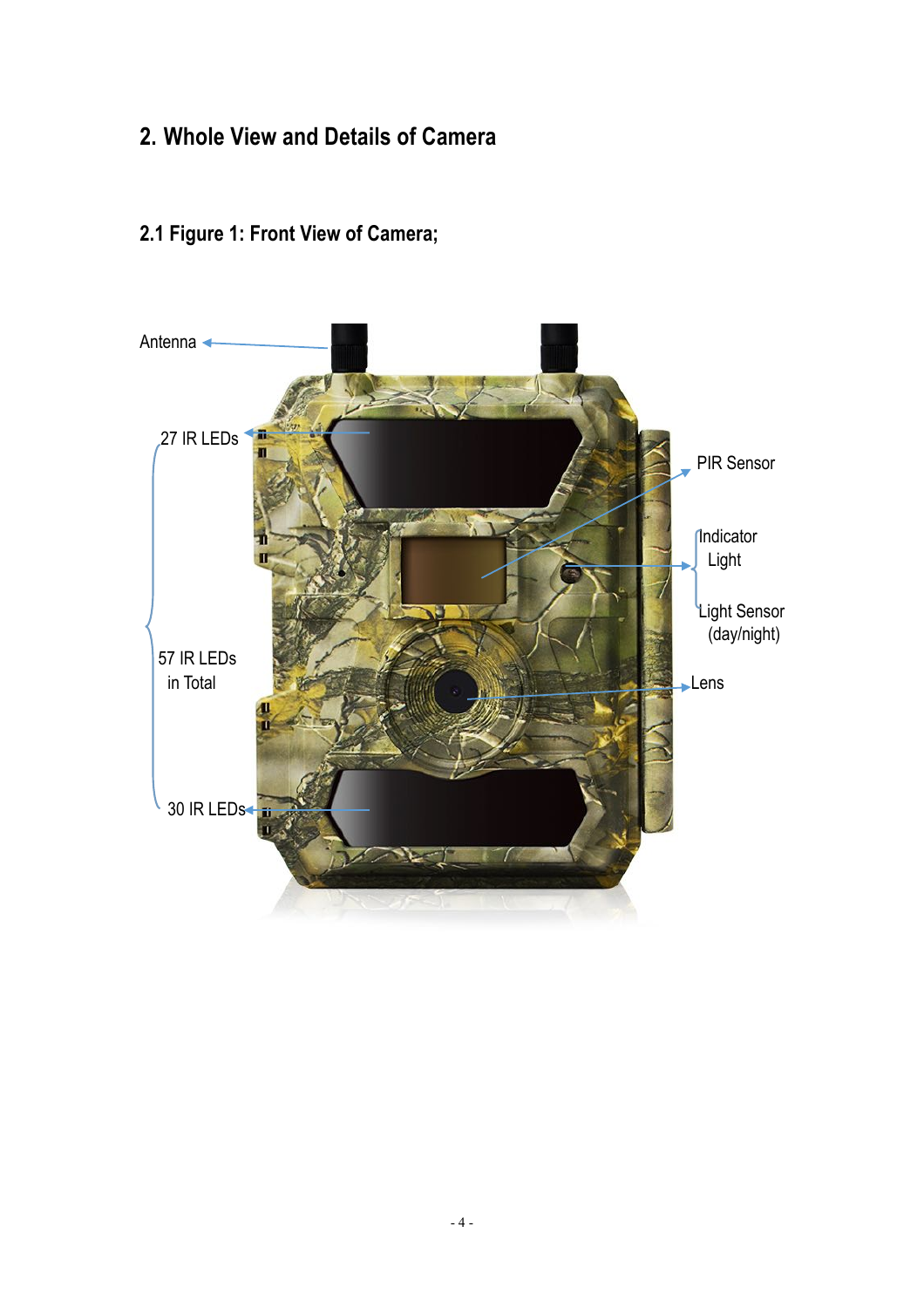## 2. Whole View and Details of Camera

### 2.1 Figure 1: Front View of Camera;

Antenna

27 IR LEDs

57 IR LEDs in Total

30 IR LEDs

PIR Sensor

Indicator Light

Light Sensor (day/night)

Lens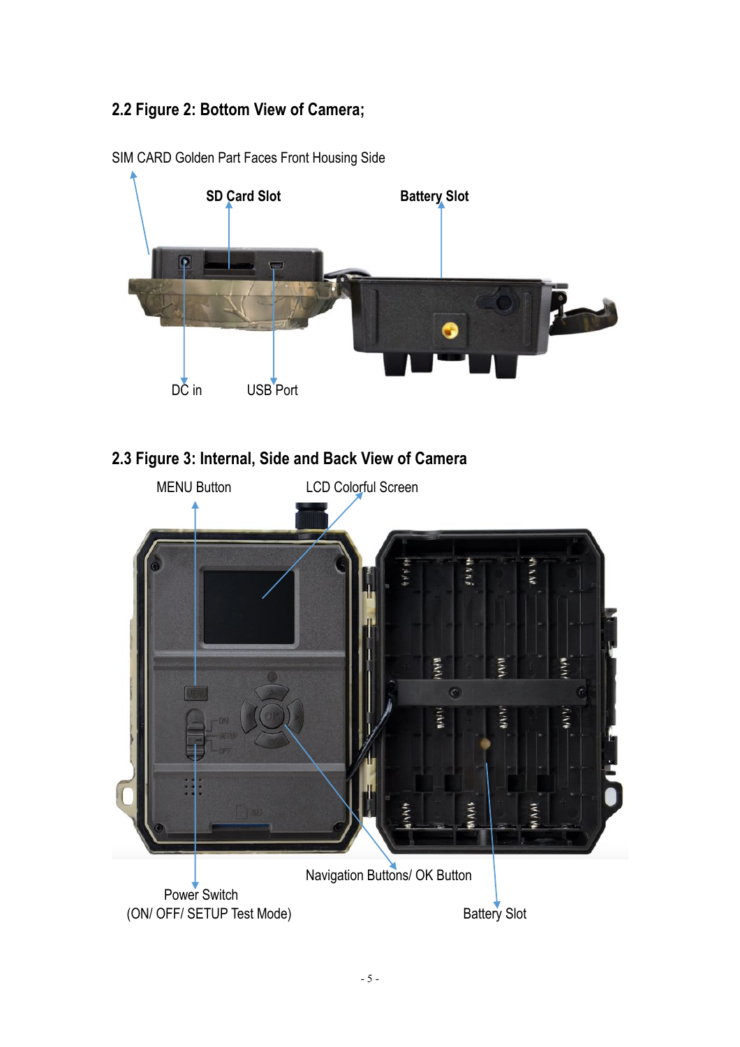## 2.2 Figure 2: Bottom View of Camera;

SIM CARD Golden Part Faces Front Housing Side

**SD Card Slot**

**Battery Slot**

DC in

USB Port

## 2.3 Figure 3: Internal, Side and Back View of Camera

MENU Button

LCD Colorful Screen

Navigation Buttons/ OK Button

Power Switch
(ON/ OFF/ SETUP Test Mode)

Battery Slot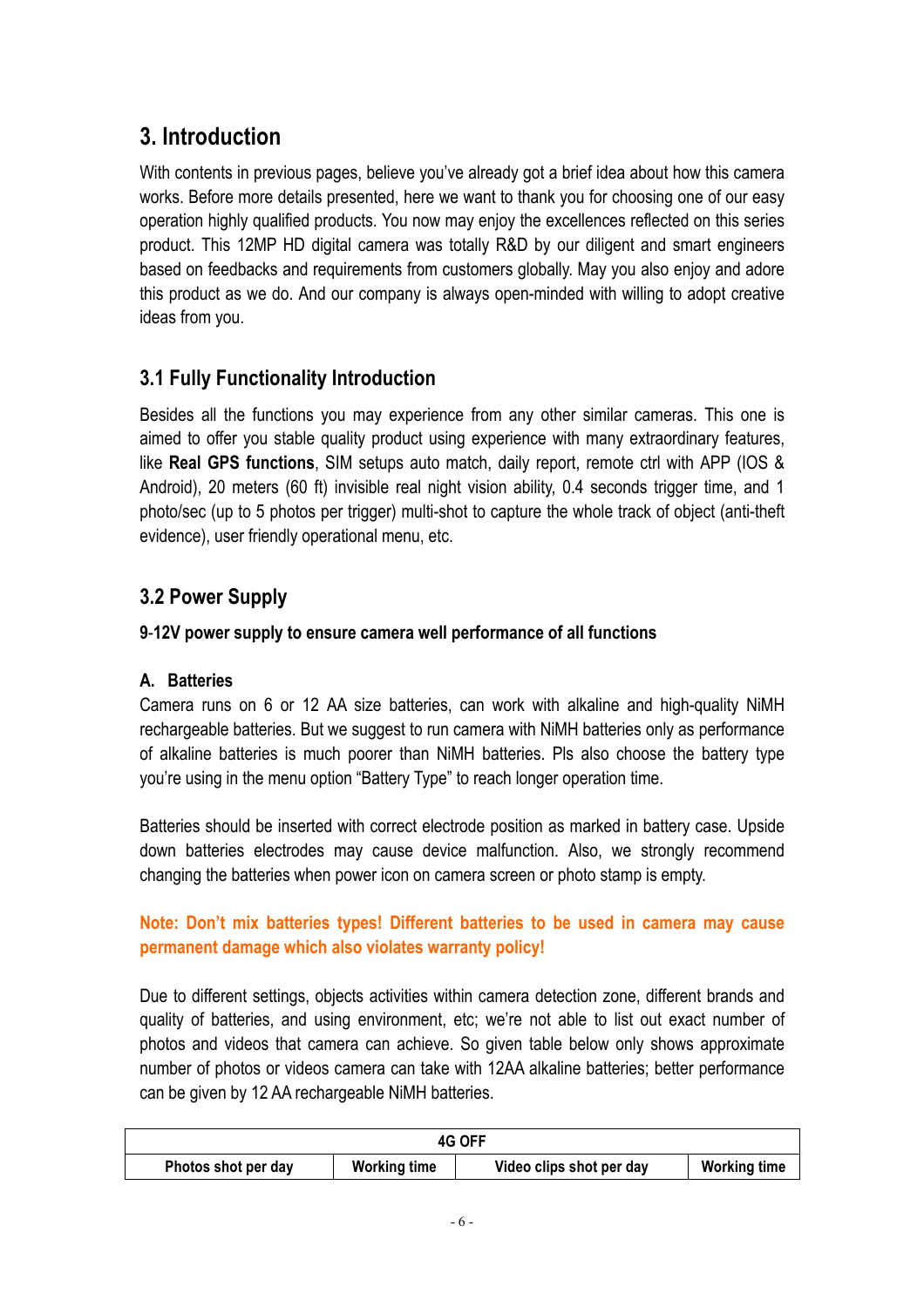# 3. Introduction

With contents in previous pages, believe you've already got a brief idea about how this camera works. Before more details presented, here we want to thank you for choosing one of our easy operation highly qualified products. You now may enjoy the excellences reflected on this series product. This 12MP HD digital camera was totally R&D by our diligent and smart engineers based on feedbacks and requirements from customers globally. May you also enjoy and adore this product as we do. And our company is always open-minded with willing to adopt creative ideas from you.

## 3.1 Fully Functionality Introduction

Besides all the functions you may experience from any other similar cameras. This one is aimed to offer you stable quality product using experience with many extraordinary features, like **Real GPS functions**, SIM setups auto match, daily report, remote ctrl with APP (IOS & Android), 20 meters (60 ft) invisible real night vision ability, 0.4 seconds trigger time, and 1 photo/sec (up to 5 photos per trigger) multi-shot to capture the whole track of object (anti-theft evidence), user friendly operational menu, etc.

## 3.2 Power Supply

**9-12V power supply to ensure camera well performance of all functions**

**A. Batteries**

Camera runs on 6 or 12 AA size batteries, can work with alkaline and high-quality NiMH rechargeable batteries. But we suggest to run camera with NiMH batteries only as performance of alkaline batteries is much poorer than NiMH batteries. Pls also choose the battery type you're using in the menu option "Battery Type" to reach longer operation time.

Batteries should be inserted with correct electrode position as marked in battery case. Upside down batteries electrodes may cause device malfunction. Also, we strongly recommend changing the batteries when power icon on camera screen or photo stamp is empty.

**Note: Don't mix batteries types! Different batteries to be used in camera may cause permanent damage which also violates warranty policy!**

Due to different settings, objects activities within camera detection zone, different brands and quality of batteries, and using environment, etc; we're not able to list out exact number of photos and videos that camera can achieve. So given table below only shows approximate number of photos or videos camera can take with 12AA alkaline batteries; better performance can be given by 12 AA rechargeable NiMH batteries.

| 4G OFF | | | |
|---|---|---|---|
| Photos shot per day | Working time | Video clips shot per day | Working time |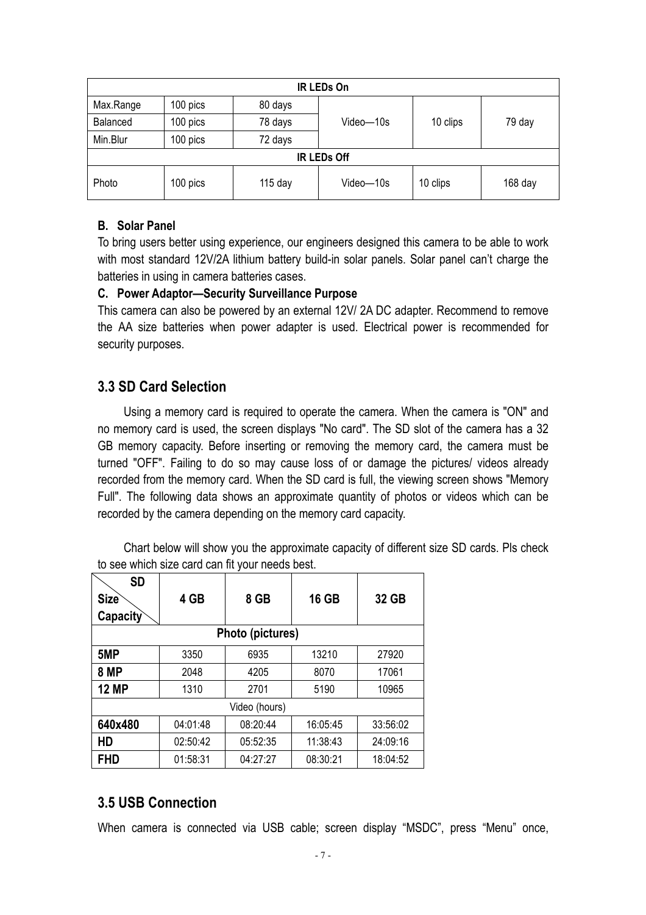| IR LEDs On | | | | | |
|---|---|---|---|---|---|
| Max.Range | 100 pics | 80 days | Video—10s | 10 clips | 79 day |
| Balanced | 100 pics | 78 days | | | |
| Min.Blur | 100 pics | 72 days | | | |
| **IR LEDs Off** | | | | | |
| Photo | 100 pics | 115 day | Video—10s | 10 clips | 168 day |

**B. Solar Panel**

To bring users better using experience, our engineers designed this camera to be able to work with most standard 12V/2A lithium battery build-in solar panels. Solar panel can't charge the batteries in using in camera batteries cases.

**C. Power Adaptor—Security Surveillance Purpose**

This camera can also be powered by an external 12V/ 2A DC adapter. Recommend to remove the AA size batteries when power adapter is used. Electrical power is recommended for security purposes.

## 3.3 SD Card Selection

Using a memory card is required to operate the camera. When the camera is "ON" and no memory card is used, the screen displays "No card". The SD slot of the camera has a 32 GB memory capacity. Before inserting or removing the memory card, the camera must be turned "OFF". Failing to do so may cause loss of or damage the pictures/ videos already recorded from the memory card. When the SD card is full, the viewing screen shows "Memory Full". The following data shows an approximate quantity of photos or videos which can be recorded by the camera depending on the memory card capacity.

Chart below will show you the approximate capacity of different size SD cards. Pls check to see which size card can fit your needs best.

| SD Size / Capacity | 4 GB | 8 GB | 16 GB | 32 GB |
|---|---|---|---|---|
| **Photo (pictures)** | | | | |
| **5MP** | 3350 | 6935 | 13210 | 27920 |
| **8 MP** | 2048 | 4205 | 8070 | 17061 |
| **12 MP** | 1310 | 2701 | 5190 | 10965 |
| Video (hours) | | | | |
| **640x480** | 04:01:48 | 08:20:44 | 16:05:45 | 33:56:02 |
| **HD** | 02:50:42 | 05:52:35 | 11:38:43 | 24:09:16 |
| **FHD** | 01:58:31 | 04:27:27 | 08:30:21 | 18:04:52 |

## 3.5 USB Connection

When camera is connected via USB cable; screen display "MSDC", press "Menu" once,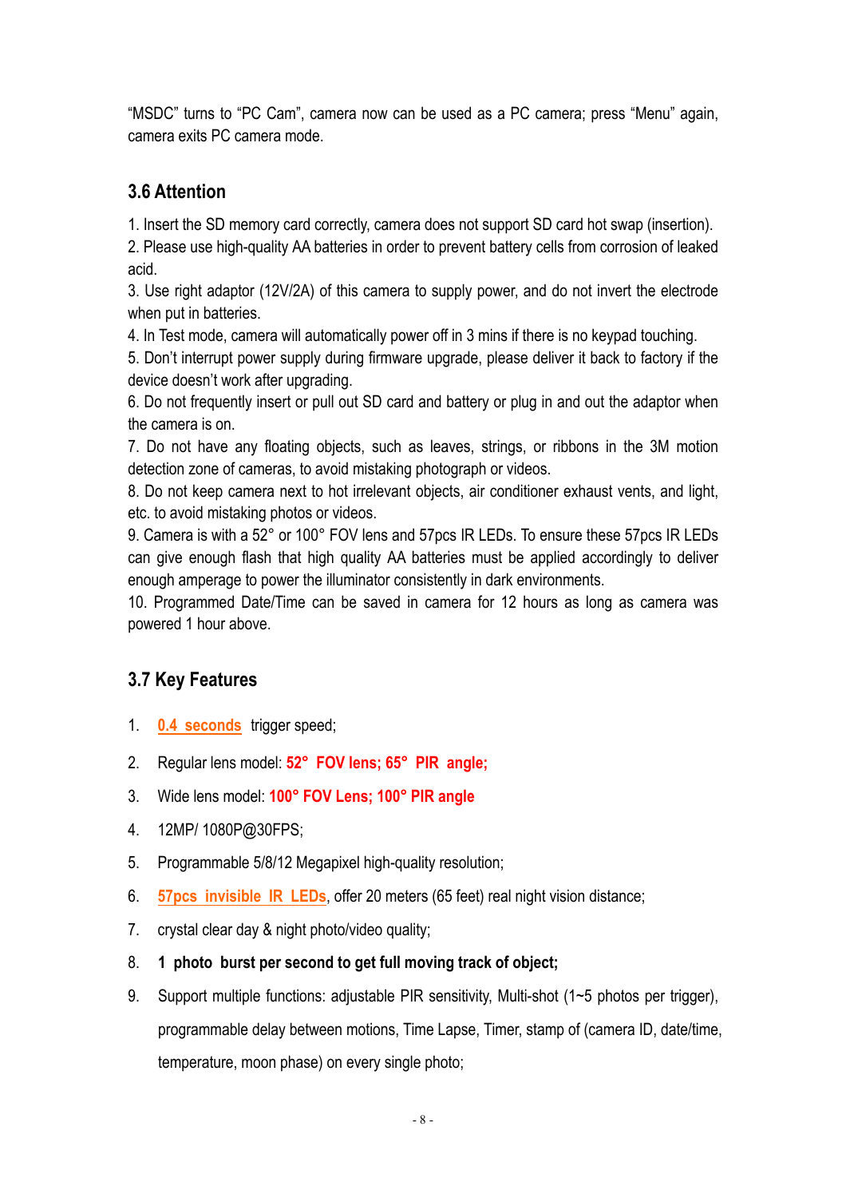"MSDC" turns to "PC Cam", camera now can be used as a PC camera; press "Menu" again, camera exits PC camera mode.

### 3.6 Attention

1. Insert the SD memory card correctly, camera does not support SD card hot swap (insertion).
2. Please use high-quality AA batteries in order to prevent battery cells from corrosion of leaked acid.
3. Use right adaptor (12V/2A) of this camera to supply power, and do not invert the electrode when put in batteries.
4. In Test mode, camera will automatically power off in 3 mins if there is no keypad touching.
5. Don't interrupt power supply during firmware upgrade, please deliver it back to factory if the device doesn't work after upgrading.
6. Do not frequently insert or pull out SD card and battery or plug in and out the adaptor when the camera is on.
7. Do not have any floating objects, such as leaves, strings, or ribbons in the 3M motion detection zone of cameras, to avoid mistaking photograph or videos.
8. Do not keep camera next to hot irrelevant objects, air conditioner exhaust vents, and light, etc. to avoid mistaking photos or videos.
9. Camera is with a 52° or 100° FOV lens and 57pcs IR LEDs. To ensure these 57pcs IR LEDs can give enough flash that high quality AA batteries must be applied accordingly to deliver enough amperage to power the illuminator consistently in dark environments.
10. Programmed Date/Time can be saved in camera for 12 hours as long as camera was powered 1 hour above.

### 3.7 Key Features

1. **0.4 seconds** trigger speed;
2. Regular lens model: **52° FOV lens; 65° PIR angle;**
3. Wide lens model: **100° FOV Lens; 100° PIR angle**
4. 12MP/ 1080P@30FPS;
5. Programmable 5/8/12 Megapixel high-quality resolution;
6. **57pcs invisible IR LEDs**, offer 20 meters (65 feet) real night vision distance;
7. crystal clear day & night photo/video quality;
8. **1 photo burst per second to get full moving track of object;**
9. Support multiple functions: adjustable PIR sensitivity, Multi-shot (1~5 photos per trigger), programmable delay between motions, Time Lapse, Timer, stamp of (camera ID, date/time, temperature, moon phase) on every single photo;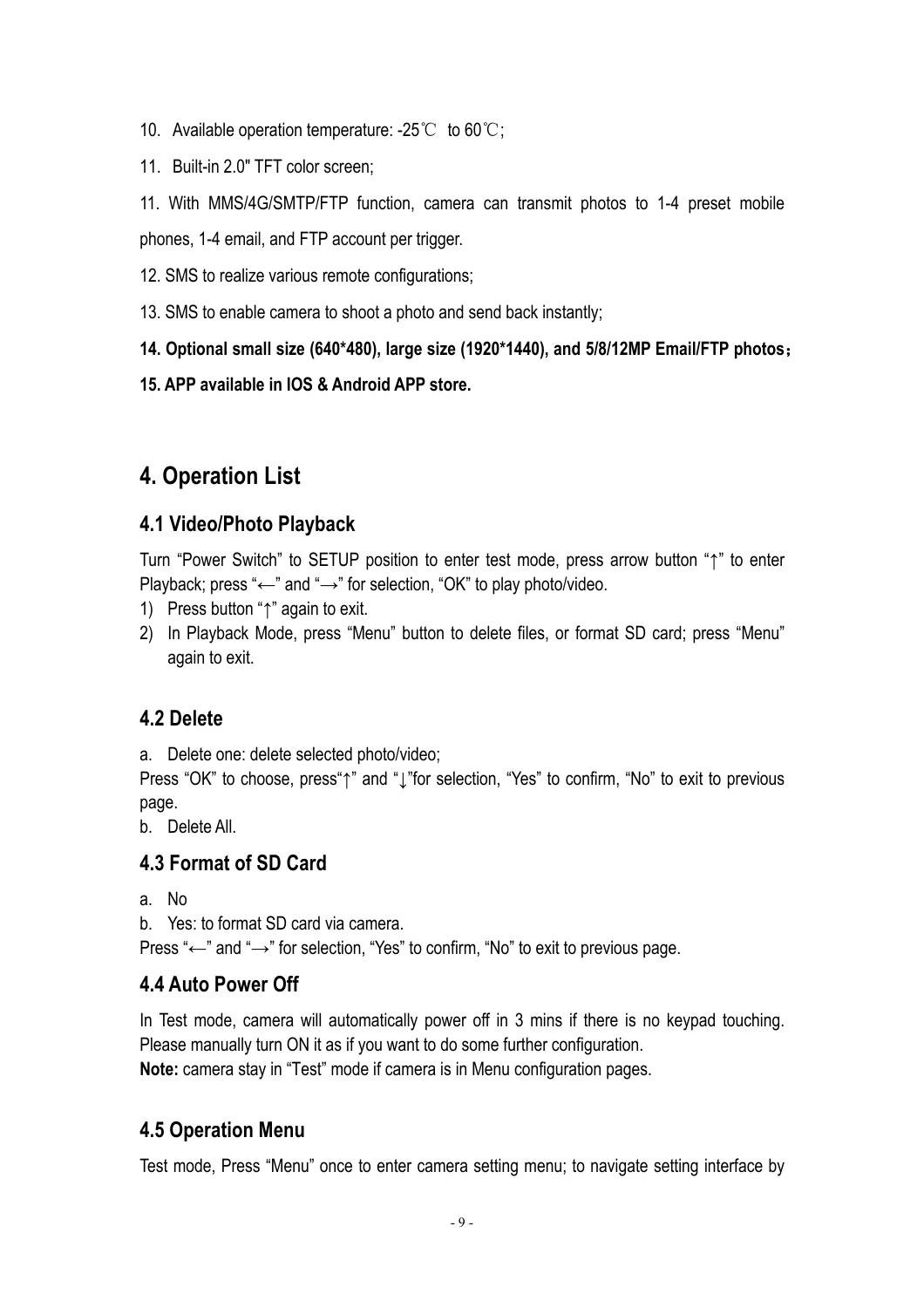10. Available operation temperature: -25℃ to 60℃;

11. Built-in 2.0" TFT color screen;

11. With MMS/4G/SMTP/FTP function, camera can transmit photos to 1-4 preset mobile phones, 1-4 email, and FTP account per trigger.

12. SMS to realize various remote configurations;

13. SMS to enable camera to shoot a photo and send back instantly;

**14. Optional small size (640*480), large size (1920*1440), and 5/8/12MP Email/FTP photos；**

**15. APP available in IOS & Android APP store.**

# 4. Operation List

## 4.1 Video/Photo Playback

Turn "Power Switch" to SETUP position to enter test mode, press arrow button "↑" to enter Playback; press "←" and "→" for selection, "OK" to play photo/video.

1) Press button "↑" again to exit.
2) In Playback Mode, press "Menu" button to delete files, or format SD card; press "Menu" again to exit.

## 4.2 Delete

a. Delete one: delete selected photo/video;

Press "OK" to choose, press"↑" and "↓"for selection, "Yes" to confirm, "No" to exit to previous page.

b. Delete All.

## 4.3 Format of SD Card

a. No
b. Yes: to format SD card via camera.

Press "←" and "→" for selection, "Yes" to confirm, "No" to exit to previous page.

## 4.4 Auto Power Off

In Test mode, camera will automatically power off in 3 mins if there is no keypad touching. Please manually turn ON it as if you want to do some further configuration.

**Note:** camera stay in "Test" mode if camera is in Menu configuration pages.

## 4.5 Operation Menu

Test mode, Press "Menu" once to enter camera setting menu; to navigate setting interface by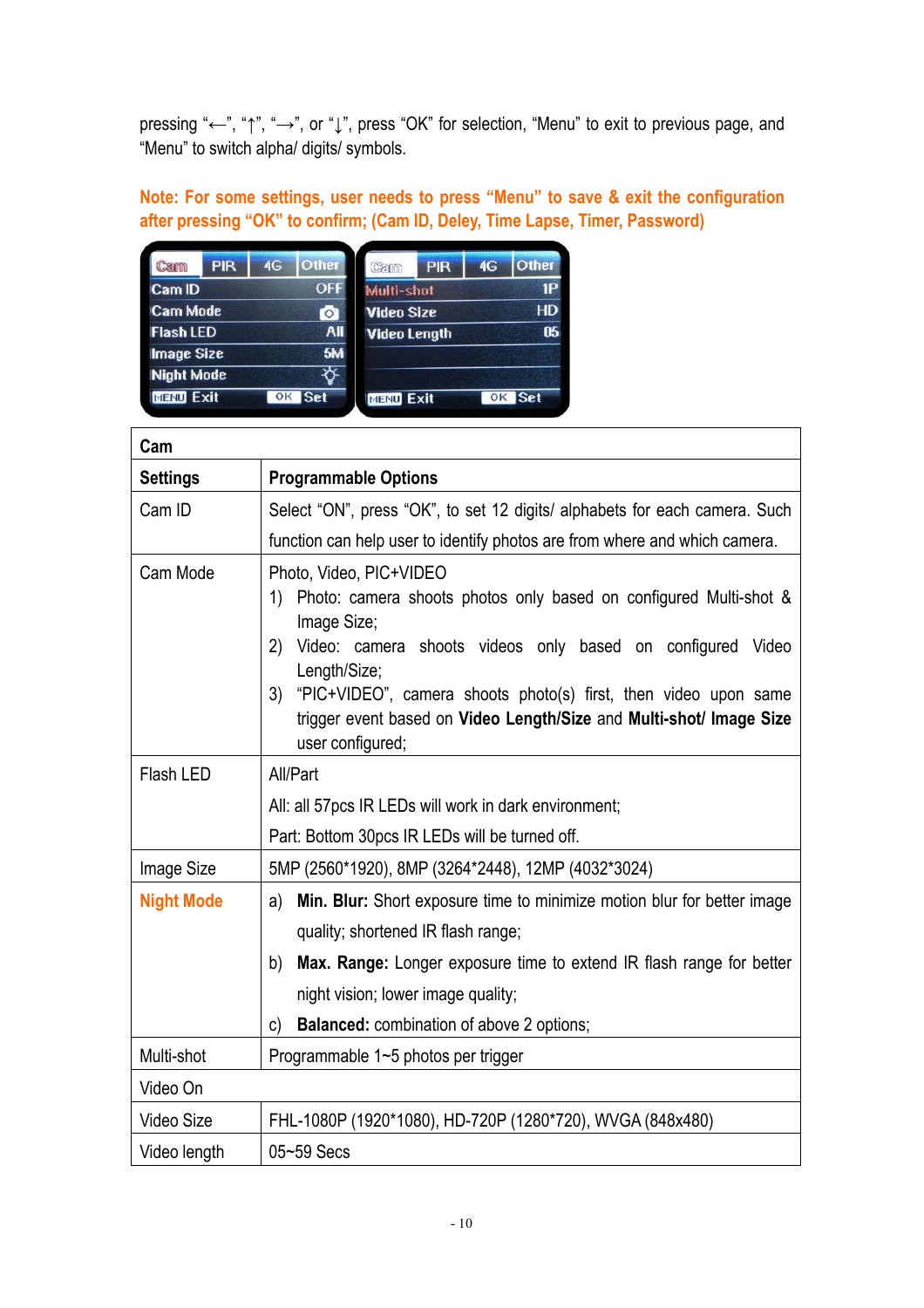pressing "←", "↑", "→", or "↓", press "OK" for selection, "Menu" to exit to previous page, and "Menu" to switch alpha/ digits/ symbols.

**Note: For some settings, user needs to press "Menu" to save & exit the configuration after pressing "OK" to confirm; (Cam ID, Deley, Time Lapse, Timer, Password)**

| Cam | |
|---|---|
| **Settings** | **Programmable Options** |
| Cam ID | Select "ON", press "OK", to set 12 digits/ alphabets for each camera. Such function can help user to identify photos are from where and which camera. |
| Cam Mode | Photo, Video, PIC+VIDEO<br>1) Photo: camera shoots photos only based on configured Multi-shot & Image Size;<br>2) Video: camera shoots videos only based on configured Video Length/Size;<br>3) "PIC+VIDEO", camera shoots photo(s) first, then video upon same trigger event based on **Video Length/Size** and **Multi-shot/ Image Size** user configured; |
| Flash LED | All/Part<br>All: all 57pcs IR LEDs will work in dark environment;<br>Part: Bottom 30pcs IR LEDs will be turned off. |
| Image Size | 5MP (2560*1920), 8MP (3264*2448), 12MP (4032*3024) |
| **Night Mode** | a) **Min. Blur:** Short exposure time to minimize motion blur for better image quality; shortened IR flash range;<br>b) **Max. Range:** Longer exposure time to extend IR flash range for better night vision; lower image quality;<br>c) **Balanced:** combination of above 2 options; |
| Multi-shot | Programmable 1~5 photos per trigger |
| Video On | |
| Video Size | FHL-1080P (1920*1080), HD-720P (1280*720), WVGA (848x480) |
| Video length | 05~59 Secs |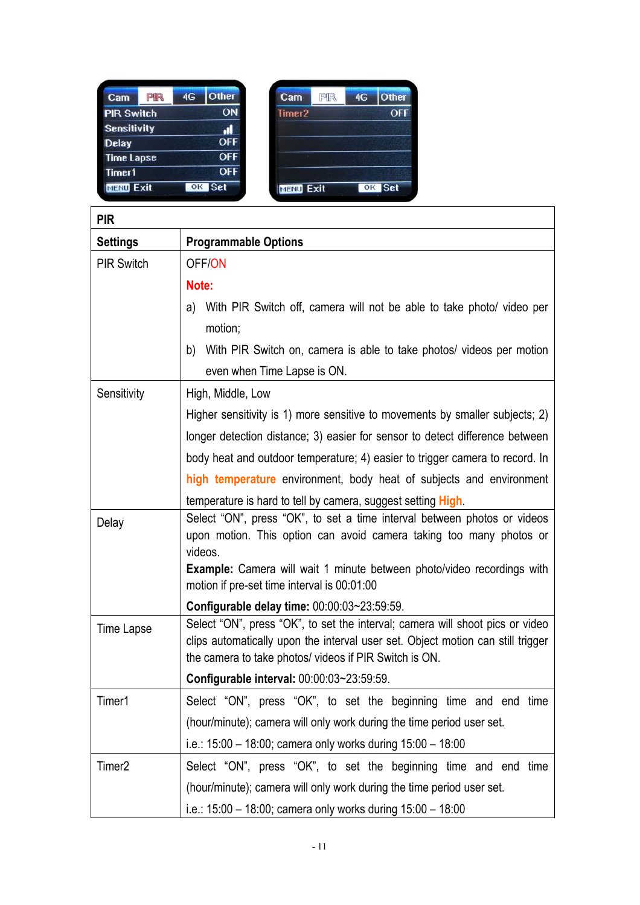| PIR | |
|---|---|
| **Settings** | **Programmable Options** |
| PIR Switch | OFF/ON<br>**Note:**<br>a) With PIR Switch off, camera will not be able to take photo/ video per motion;<br>b) With PIR Switch on, camera is able to take photos/ videos per motion even when Time Lapse is ON. |
| Sensitivity | High, Middle, Low<br>Higher sensitivity is 1) more sensitive to movements by smaller subjects; 2) longer detection distance; 3) easier for sensor to detect difference between body heat and outdoor temperature; 4) easier to trigger camera to record. In **high temperature** environment, body heat of subjects and environment temperature is hard to tell by camera, suggest setting **High**. |
| Delay | Select "ON", press "OK", to set a time interval between photos or videos upon motion. This option can avoid camera taking too many photos or videos.<br>**Example:** Camera will wait 1 minute between photo/video recordings with motion if pre-set time interval is 00:01:00<br>**Configurable delay time:** 00:00:03~23:59:59. |
| Time Lapse | Select "ON", press "OK", to set the interval; camera will shoot pics or video clips automatically upon the interval user set. Object motion can still trigger the camera to take photos/ videos if PIR Switch is ON.<br>**Configurable interval:** 00:00:03~23:59:59. |
| Timer1 | Select "ON", press "OK", to set the beginning time and end time (hour/minute); camera will only work during the time period user set.<br>i.e.: 15:00 – 18:00; camera only works during 15:00 – 18:00 |
| Timer2 | Select "ON", press "OK", to set the beginning time and end time (hour/minute); camera will only work during the time period user set.<br>i.e.: 15:00 – 18:00; camera only works during 15:00 – 18:00 |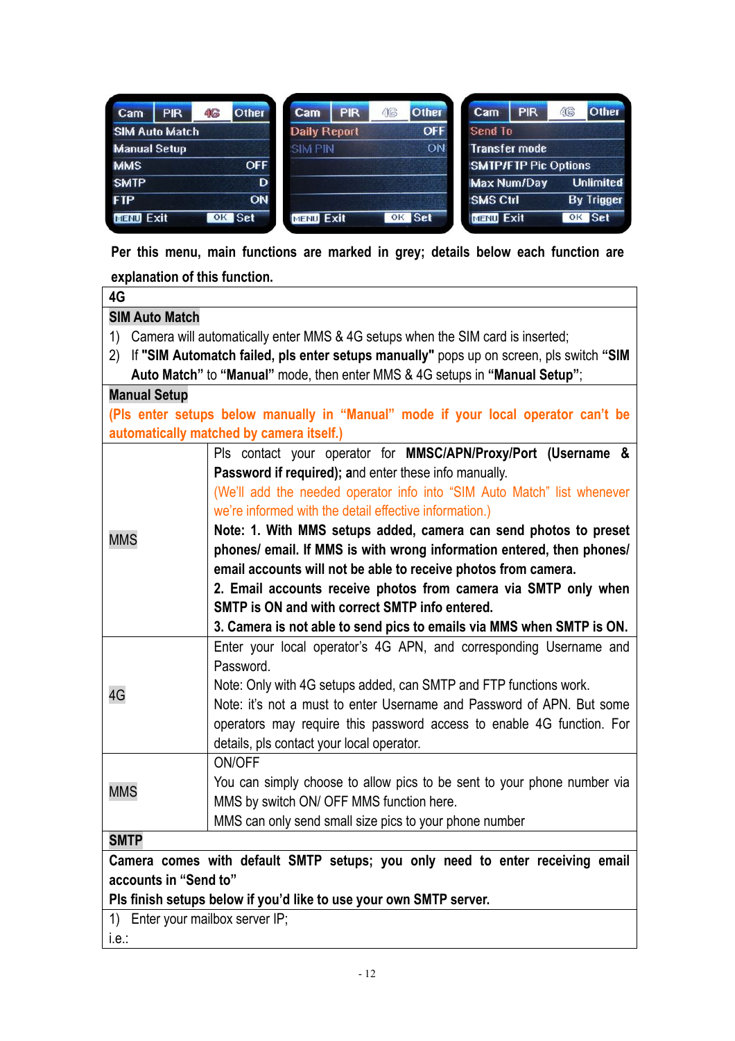| Cam | PIR | 4G | Other |
|---|---|---|---|
| SIM Auto Match | | | |
| Manual Setup | | | |
| MMS | | | OFF |
| SMTP | | | D |
| FTP | | | ON |
| MENU Exit | | OK Set | |

| Cam | PIR | 4G | Other |
|---|---|---|---|
| Daily Report | | | OFF |
| SIM PIN | | | ON |
| MENU Exit | | OK Set | |

| Cam | PIR | 4G | Other |
|---|---|---|---|
| Send To | | | |
| Transfer mode | | | |
| SMTP/FTP Pic Options | | | |
| Max Num/Day | | | Unlimited |
| SMS Ctrl | | | By Trigger |
| MENU Exit | | OK Set | |

**Per this menu, main functions are marked in grey; details below each function are explanation of this function.**

| 4G | |
|---|---|
| **SIM Auto Match** | |
| 1) Camera will automatically enter MMS & 4G setups when the SIM card is inserted;<br>2) If **"SIM Automatch failed, pls enter setups manually"** pops up on screen, pls switch **"SIM Auto Match"** to **"Manual"** mode, then enter MMS & 4G setups in **"Manual Setup"**; | |
| **Manual Setup** | |
| **(Pls enter setups below manually in "Manual" mode if your local operator can't be automatically matched by camera itself.)** | |
| MMS | Pls contact your operator for **MMSC/APN/Proxy/Port (Username & Password if required); a**nd enter these info manually.<br>(We'll add the needed operator info into "SIM Auto Match" list whenever we're informed with the detail effective information.)<br>**Note: 1. With MMS setups added, camera can send photos to preset phones/ email. If MMS is with wrong information entered, then phones/ email accounts will not be able to receive photos from camera.**<br>**2. Email accounts receive photos from camera via SMTP only when SMTP is ON and with correct SMTP info entered.**<br>**3. Camera is not able to send pics to emails via MMS when SMTP is ON.** |
| 4G | Enter your local operator's 4G APN, and corresponding Username and Password.<br>Note: Only with 4G setups added, can SMTP and FTP functions work.<br>Note: it's not a must to enter Username and Password of APN. But some operators may require this password access to enable 4G function. For details, pls contact your local operator. |
| MMS | ON/OFF<br>You can simply choose to allow pics to be sent to your phone number via MMS by switch ON/ OFF MMS function here.<br>MMS can only send small size pics to your phone number |
| **SMTP** | |
| **Camera comes with default SMTP setups; you only need to enter receiving email accounts in "Send to"**<br>**Pls finish setups below if you'd like to use your own SMTP server.** | |
| 1) Enter your mailbox server IP;<br>i.e.: | |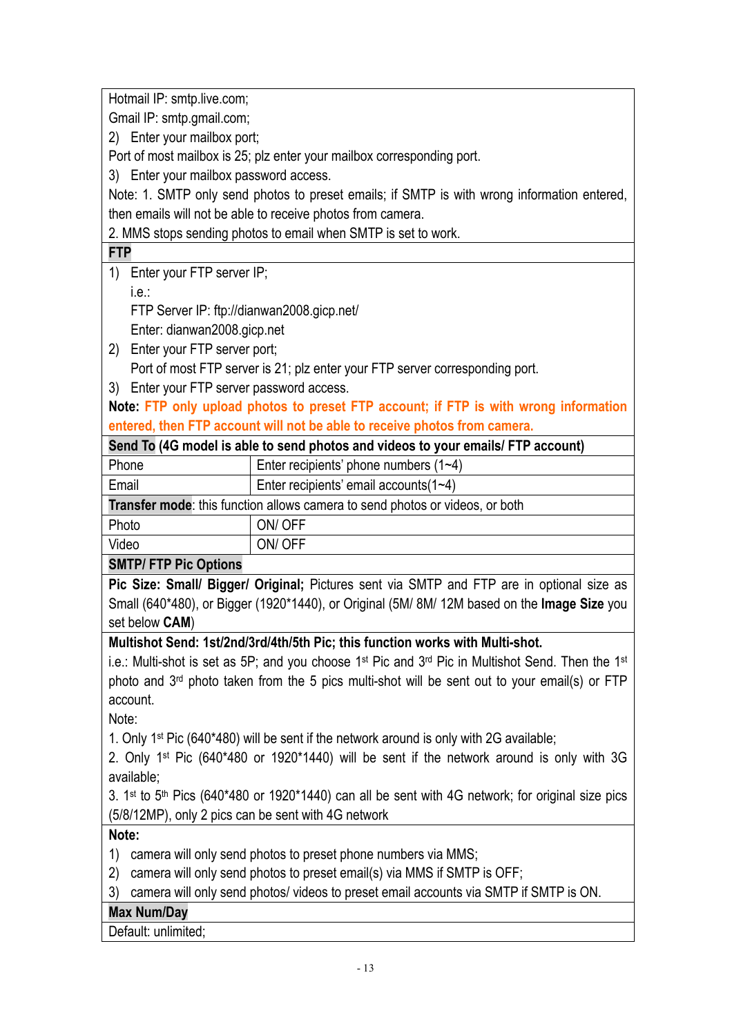Hotmail IP: smtp.live.com;

Gmail IP: smtp.gmail.com;

2) Enter your mailbox port;

Port of most mailbox is 25; plz enter your mailbox corresponding port.

3) Enter your mailbox password access.

Note: 1. SMTP only send photos to preset emails; if SMTP is with wrong information entered, then emails will not be able to receive photos from camera.

2. MMS stops sending photos to email when SMTP is set to work.

**FTP**

1) Enter your FTP server IP;

   i.e.:

   FTP Server IP: ftp://dianwan2008.gicp.net/

   Enter: dianwan2008.gicp.net

2) Enter your FTP server port;

   Port of most FTP server is 21; plz enter your FTP server corresponding port.

3) Enter your FTP server password access.

**Note: FTP only upload photos to preset FTP account; if FTP is with wrong information entered, then FTP account will not be able to receive photos from camera.**

**Send To (4G model is able to send photos and videos to your emails/ FTP account)**

| Phone | Enter recipients' phone numbers (1~4) |
|---|---|
| Email | Enter recipients' email accounts(1~4) |

**Transfer mode**: this function allows camera to send photos or videos, or both

| Photo | ON/ OFF |
|---|---|
| Video | ON/ OFF |

**SMTP/ FTP Pic Options**

**Pic Size: Small/ Bigger/ Original;** Pictures sent via SMTP and FTP are in optional size as Small (640*480), or Bigger (1920*1440), or Original (5M/ 8M/ 12M based on the **Image Size** you set below **CAM**)

**Multishot Send: 1st/2nd/3rd/4th/5th Pic; this function works with Multi-shot.**

i.e.: Multi-shot is set as 5P; and you choose 1st Pic and 3rd Pic in Multishot Send. Then the 1st photo and 3rd photo taken from the 5 pics multi-shot will be sent out to your email(s) or FTP account.

Note:

1. Only 1st Pic (640*480) will be sent if the network around is only with 2G available;
2. Only 1st Pic (640*480 or 1920*1440) will be sent if the network around is only with 3G available;
3. 1st to 5th Pics (640*480 or 1920*1440) can all be sent with 4G network; for original size pics (5/8/12MP), only 2 pics can be sent with 4G network

**Note:**

1) camera will only send photos to preset phone numbers via MMS;
2) camera will only send photos to preset email(s) via MMS if SMTP is OFF;
3) camera will only send photos/ videos to preset email accounts via SMTP if SMTP is ON.

**Max Num/Day**

Default: unlimited;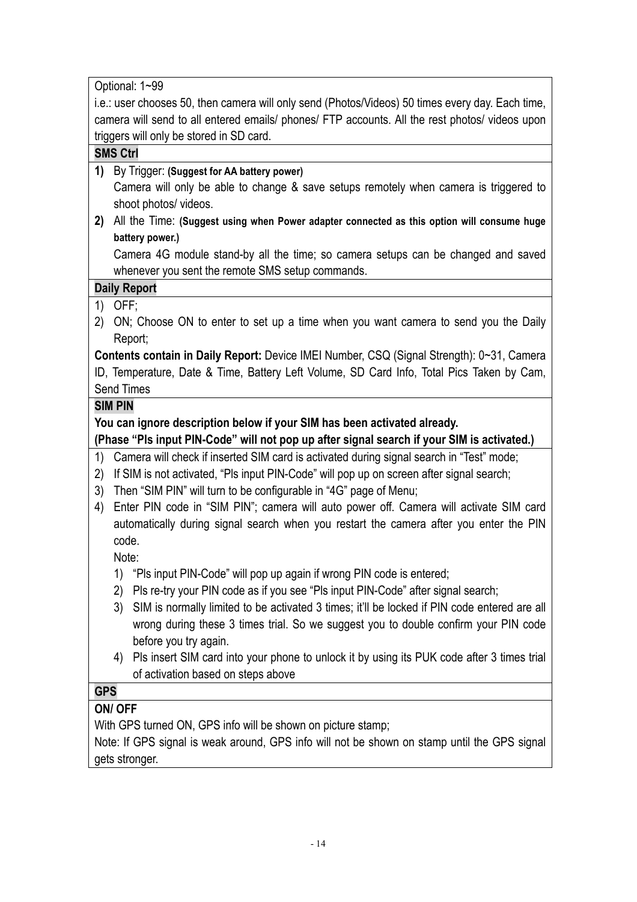Optional: 1~99

i.e.: user chooses 50, then camera will only send (Photos/Videos) 50 times every day. Each time, camera will send to all entered emails/ phones/ FTP accounts. All the rest photos/ videos upon triggers will only be stored in SD card.

**SMS Ctrl**

1) By Trigger: **(Suggest for AA battery power)**
   Camera will only be able to change & save setups remotely when camera is triggered to shoot photos/ videos.
2) All the Time: **(Suggest using when Power adapter connected as this option will consume huge battery power.)**
   Camera 4G module stand-by all the time; so camera setups can be changed and saved whenever you sent the remote SMS setup commands.

**Daily Report**

1) OFF;
2) ON; Choose ON to enter to set up a time when you want camera to send you the Daily Report;

**Contents contain in Daily Report:** Device IMEI Number, CSQ (Signal Strength): 0~31, Camera ID, Temperature, Date & Time, Battery Left Volume, SD Card Info, Total Pics Taken by Cam, Send Times

**SIM PIN**

**You can ignore description below if your SIM has been activated already.**
**(Phase "Pls input PIN-Code" will not pop up after signal search if your SIM is activated.)**

1) Camera will check if inserted SIM card is activated during signal search in "Test" mode;
2) If SIM is not activated, "Pls input PIN-Code" will pop up on screen after signal search;
3) Then "SIM PIN" will turn to be configurable in "4G" page of Menu;
4) Enter PIN code in "SIM PIN"; camera will auto power off. Camera will activate SIM card automatically during signal search when you restart the camera after you enter the PIN code.
   Note:
   1) "Pls input PIN-Code" will pop up again if wrong PIN code is entered;
   2) Pls re-try your PIN code as if you see "Pls input PIN-Code" after signal search;
   3) SIM is normally limited to be activated 3 times; it'll be locked if PIN code entered are all wrong during these 3 times trial. So we suggest you to double confirm your PIN code before you try again.
   4) Pls insert SIM card into your phone to unlock it by using its PUK code after 3 times trial of activation based on steps above

**GPS**

**ON/ OFF**

With GPS turned ON, GPS info will be shown on picture stamp;

Note: If GPS signal is weak around, GPS info will not be shown on stamp until the GPS signal gets stronger.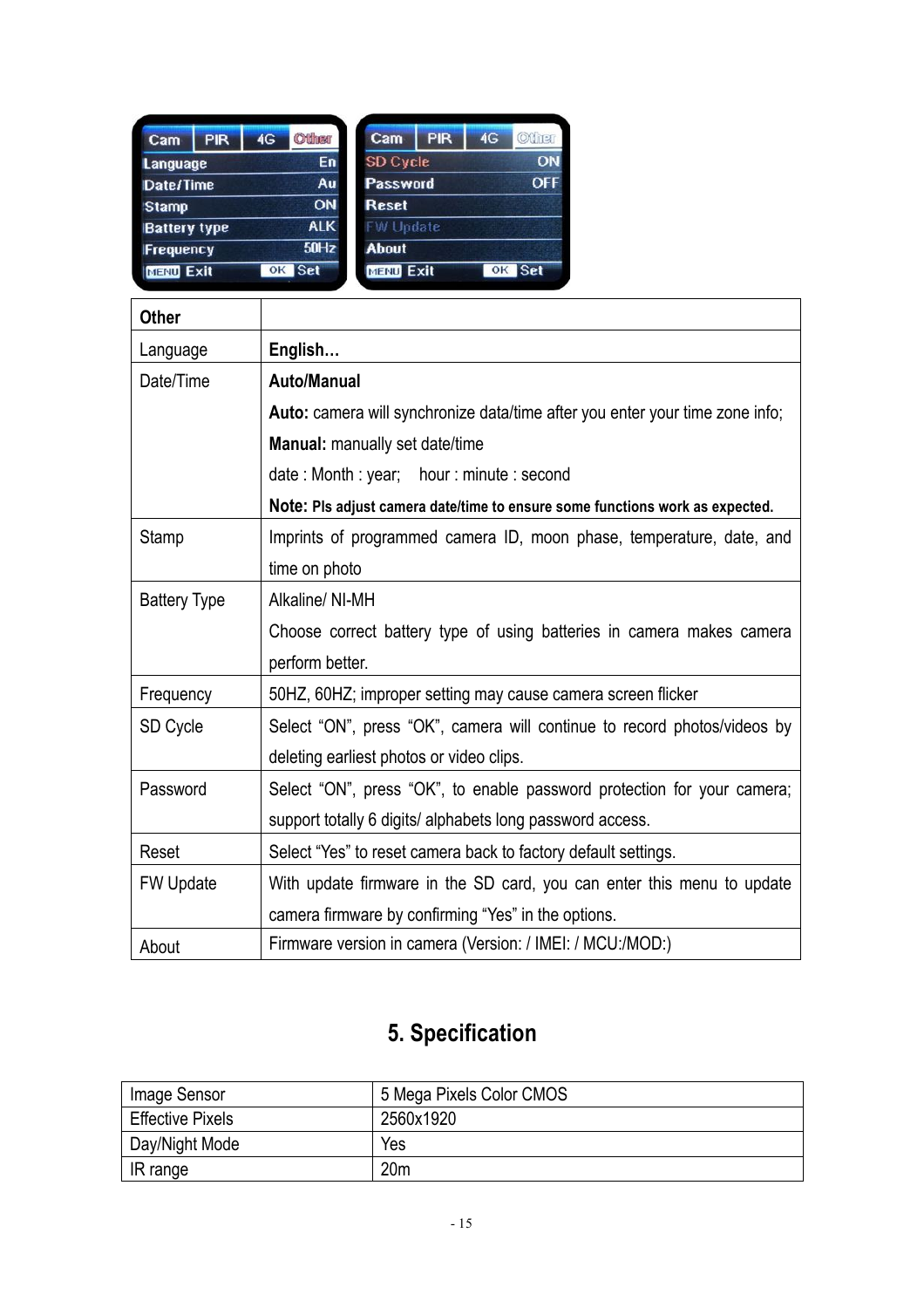| Other | |
|---|---|
| Language | **English…** |
| Date/Time | **Auto/Manual**<br>**Auto:** camera will synchronize data/time after you enter your time zone info;<br>**Manual:** manually set date/time<br>date : Month : year; hour : minute : second<br>**Note: Pls adjust camera date/time to ensure some functions work as expected.** |
| Stamp | Imprints of programmed camera ID, moon phase, temperature, date, and time on photo |
| Battery Type | Alkaline/ NI-MH<br>Choose correct battery type of using batteries in camera makes camera perform better. |
| Frequency | 50HZ, 60HZ; improper setting may cause camera screen flicker |
| SD Cycle | Select “ON”, press “OK”, camera will continue to record photos/videos by deleting earliest photos or video clips. |
| Password | Select “ON”, press “OK”, to enable password protection for your camera; support totally 6 digits/ alphabets long password access. |
| Reset | Select “Yes” to reset camera back to factory default settings. |
| FW Update | With update firmware in the SD card, you can enter this menu to update camera firmware by confirming “Yes” in the options. |
| About | Firmware version in camera (Version: / IMEI: / MCU:/MOD:) |

## 5. Specification

| Image Sensor | 5 Mega Pixels Color CMOS |
|---|---|
| Effective Pixels | 2560x1920 |
| Day/Night Mode | Yes |
| IR range | 20m |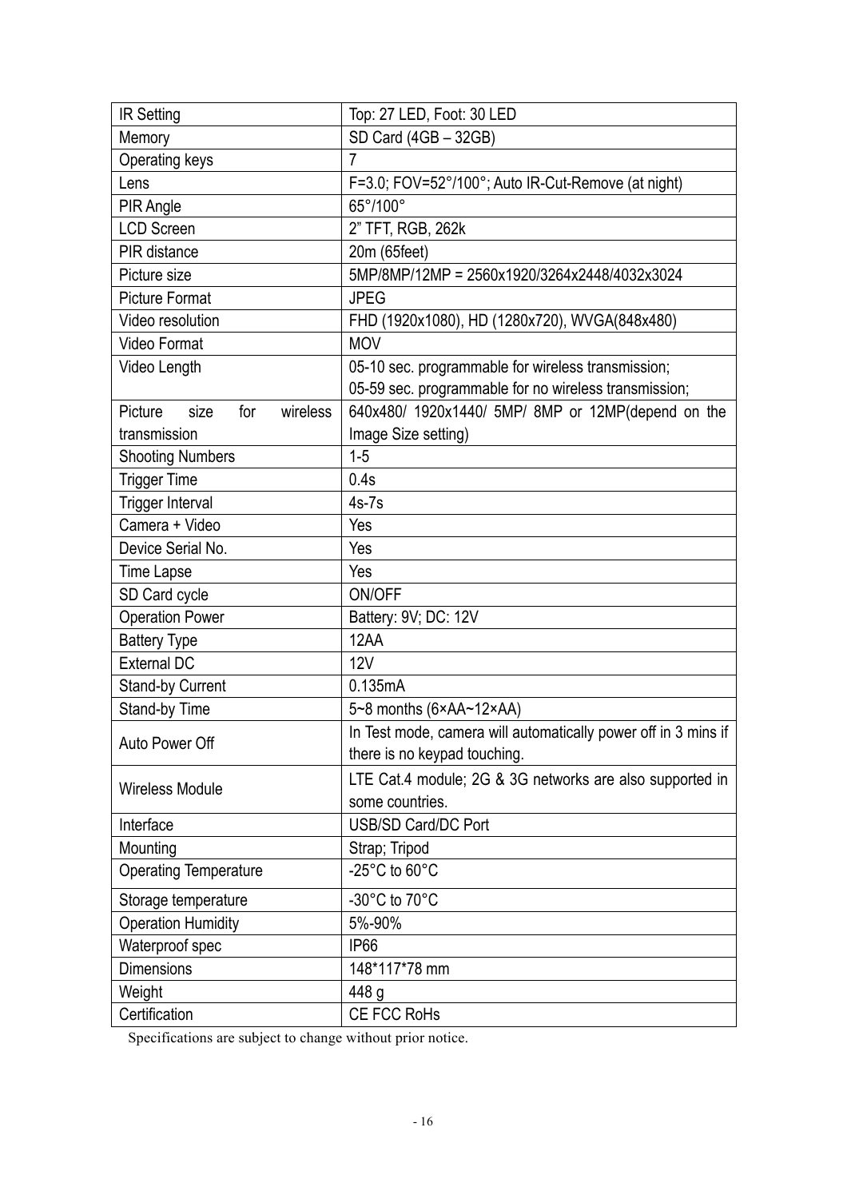| IR Setting | Top: 27 LED, Foot: 30 LED |
|---|---|
| Memory | SD Card (4GB – 32GB) |
| Operating keys | 7 |
| Lens | F=3.0; FOV=52°/100°; Auto IR-Cut-Remove (at night) |
| PIR Angle | 65°/100° |
| LCD Screen | 2" TFT, RGB, 262k |
| PIR distance | 20m (65feet) |
| Picture size | 5MP/8MP/12MP = 2560x1920/3264x2448/4032x3024 |
| Picture Format | JPEG |
| Video resolution | FHD (1920x1080), HD (1280x720), WVGA(848x480) |
| Video Format | MOV |
| Video Length | 05-10 sec. programmable for wireless transmission;<br>05-59 sec. programmable for no wireless transmission; |
| Picture size for wireless transmission | 640x480/ 1920x1440/ 5MP/ 8MP or 12MP(depend on the Image Size setting) |
| Shooting Numbers | 1-5 |
| Trigger Time | 0.4s |
| Trigger Interval | 4s-7s |
| Camera + Video | Yes |
| Device Serial No. | Yes |
| Time Lapse | Yes |
| SD Card cycle | ON/OFF |
| Operation Power | Battery: 9V; DC: 12V |
| Battery Type | 12AA |
| External DC | 12V |
| Stand-by Current | 0.135mA |
| Stand-by Time | 5~8 months (6×AA~12×AA) |
| Auto Power Off | In Test mode, camera will automatically power off in 3 mins if there is no keypad touching. |
| Wireless Module | LTE Cat.4 module; 2G & 3G networks are also supported in some countries. |
| Interface | USB/SD Card/DC Port |
| Mounting | Strap; Tripod |
| Operating Temperature | -25°C to 60°C |
| Storage temperature | -30°C to 70°C |
| Operation Humidity | 5%-90% |
| Waterproof spec | IP66 |
| Dimensions | 148*117*78 mm |
| Weight | 448 g |
| Certification | CE FCC RoHs |

Specifications are subject to change without prior notice.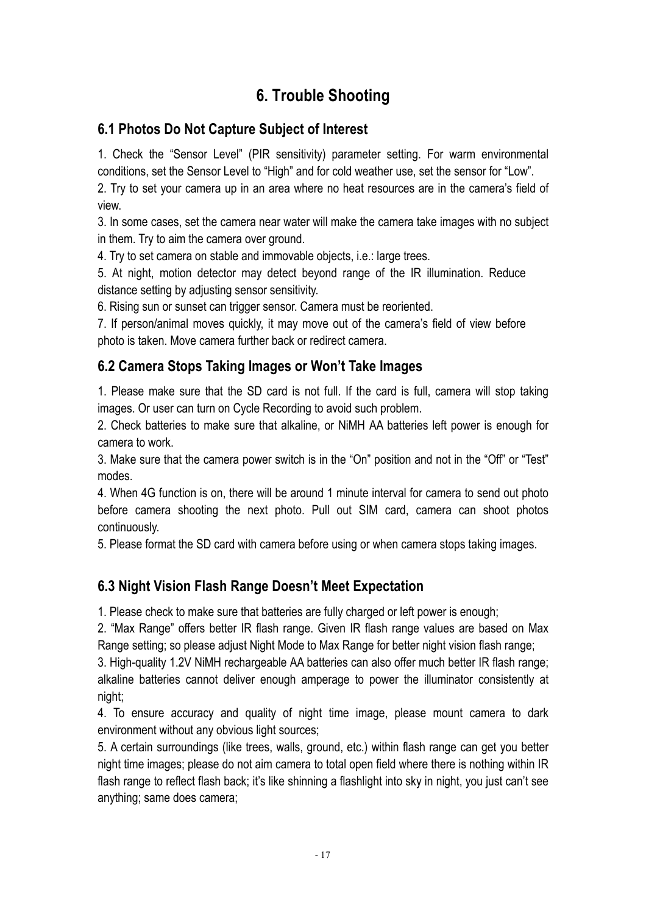// Page 20 of 21

# 6. Trouble Shooting

## 6.1 Photos Do Not Capture Subject of Interest

1. Check the "Sensor Level" (PIR sensitivity) parameter setting. For warm environmental conditions, set the Sensor Level to "High" and for cold weather use, set the sensor for "Low".
2. Try to set your camera up in an area where no heat resources are in the camera's field of view.
3. In some cases, set the camera near water will make the camera take images with no subject in them. Try to aim the camera over ground.
4. Try to set camera on stable and immovable objects, i.e.: large trees.
5. At night, motion detector may detect beyond range of the IR illumination. Reduce distance setting by adjusting sensor sensitivity.
6. Rising sun or sunset can trigger sensor. Camera must be reoriented.
7. If person/animal moves quickly, it may move out of the camera's field of view before photo is taken. Move camera further back or redirect camera.

## 6.2 Camera Stops Taking Images or Won't Take Images

1. Please make sure that the SD card is not full. If the card is full, camera will stop taking images. Or user can turn on Cycle Recording to avoid such problem.
2. Check batteries to make sure that alkaline, or NiMH AA batteries left power is enough for camera to work.
3. Make sure that the camera power switch is in the "On" position and not in the "Off" or "Test" modes.
4. When 4G function is on, there will be around 1 minute interval for camera to send out photo before camera shooting the next photo. Pull out SIM card, camera can shoot photos continuously.
5. Please format the SD card with camera before using or when camera stops taking images.

## 6.3 Night Vision Flash Range Doesn't Meet Expectation

1. Please check to make sure that batteries are fully charged or left power is enough;
2. "Max Range" offers better IR flash range. Given IR flash range values are based on Max Range setting; so please adjust Night Mode to Max Range for better night vision flash range;
3. High-quality 1.2V NiMH rechargeable AA batteries can also offer much better IR flash range; alkaline batteries cannot deliver enough amperage to power the illuminator consistently at night;
4. To ensure accuracy and quality of night time image, please mount camera to dark environment without any obvious light sources;
5. A certain surroundings (like trees, walls, ground, etc.) within flash range can get you better night time images; please do not aim camera to total open field where there is nothing within IR flash range to reflect flash back; it's like shinning a flashlight into sky in night, you just can't see anything; same does camera;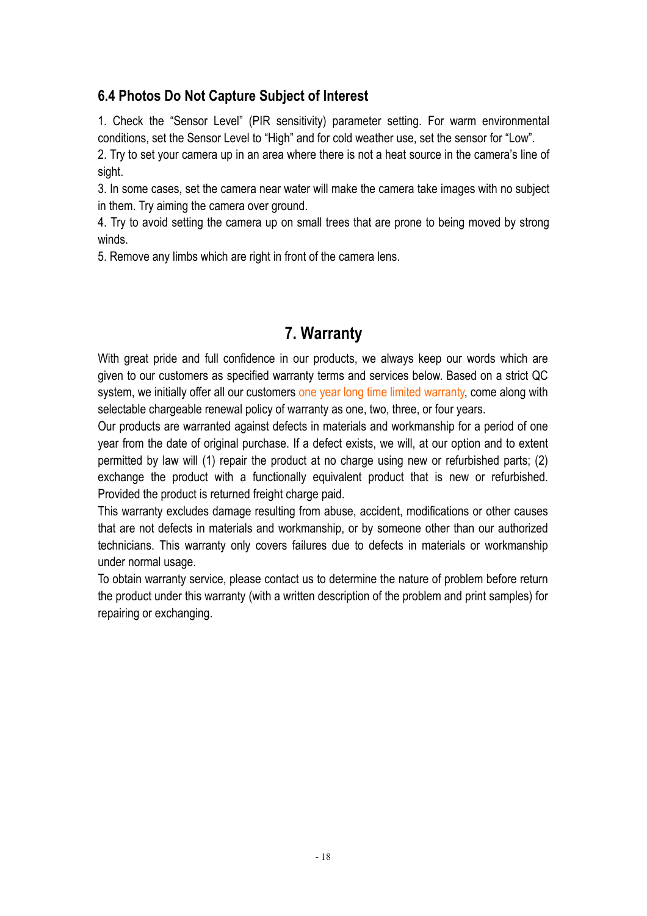### 6.4 Photos Do Not Capture Subject of Interest

1. Check the "Sensor Level" (PIR sensitivity) parameter setting. For warm environmental conditions, set the Sensor Level to "High" and for cold weather use, set the sensor for "Low".
2. Try to set your camera up in an area where there is not a heat source in the camera's line of sight.
3. In some cases, set the camera near water will make the camera take images with no subject in them. Try aiming the camera over ground.
4. Try to avoid setting the camera up on small trees that are prone to being moved by strong winds.
5. Remove any limbs which are right in front of the camera lens.

## 7. Warranty

With great pride and full confidence in our products, we always keep our words which are given to our customers as specified warranty terms and services below. Based on a strict QC system, we initially offer all our customers one year long time limited warranty, come along with selectable chargeable renewal policy of warranty as one, two, three, or four years.

Our products are warranted against defects in materials and workmanship for a period of one year from the date of original purchase. If a defect exists, we will, at our option and to extent permitted by law will (1) repair the product at no charge using new or refurbished parts; (2) exchange the product with a functionally equivalent product that is new or refurbished. Provided the product is returned freight charge paid.

This warranty excludes damage resulting from abuse, accident, modifications or other causes that are not defects in materials and workmanship, or by someone other than our authorized technicians. This warranty only covers failures due to defects in materials or workmanship under normal usage.

To obtain warranty service, please contact us to determine the nature of problem before return the product under this warranty (with a written description of the problem and print samples) for repairing or exchanging.